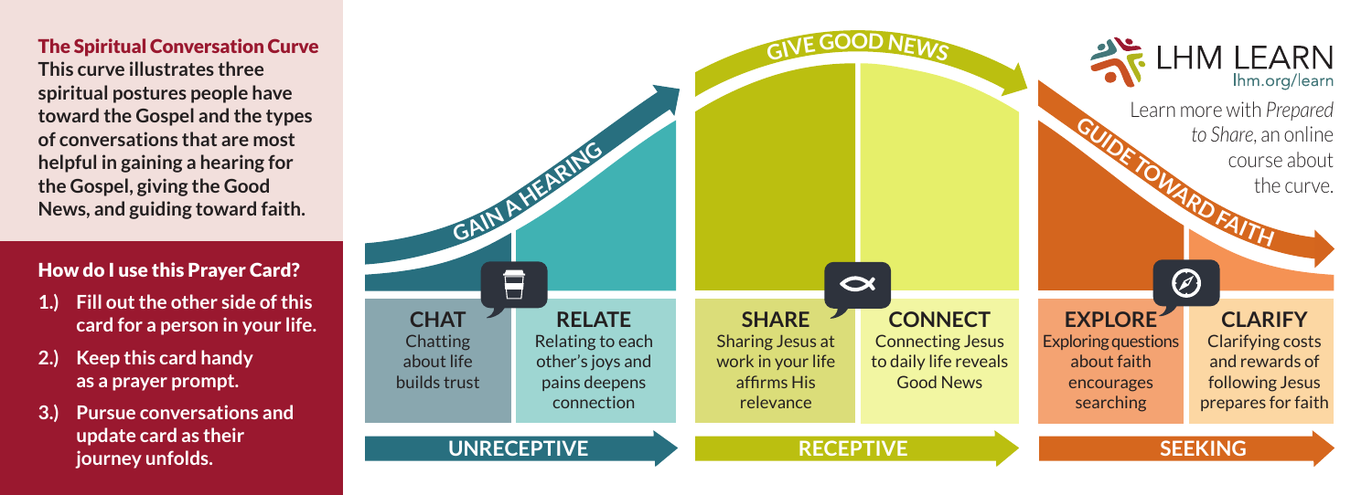## The Spiritual Conversation Curve

**This curve illustrates three spiritual postures people have toward the Gospel and the types of conversations that are most helpful in gaining a hearing for the Gospel, giving the Good News, and guiding toward faith.**

### How do I use this Prayer Card?

1. **Fill out the other side of this card for a person in your life.**
2. **Keep this card handy as a prayer prompt.**
3. **Pursue conversations and update card as their journey unfolds.**

LHM LEARN
lhm.org/learn

Learn more with *Prepared to Share*, an online course about the curve.

**GAIN A HEARING** → **GIVE GOOD NEWS** → **GUIDE TOWARD FAITH**

| UNRECEPTIVE | | RECEPTIVE | | SEEKING | |
|---|---|---|---|---|---|
| **CHAT** Chatting about life builds trust | **RELATE** Relating to each other's joys and pains deepens connection | **SHARE** Sharing Jesus at work in your life affirms His relevance | **CONNECT** Connecting Jesus to daily life reveals Good News | **EXPLORE** Exploring questions about faith encourages searching | **CLARIFY** Clarifying costs and rewards of following Jesus prepares for faith |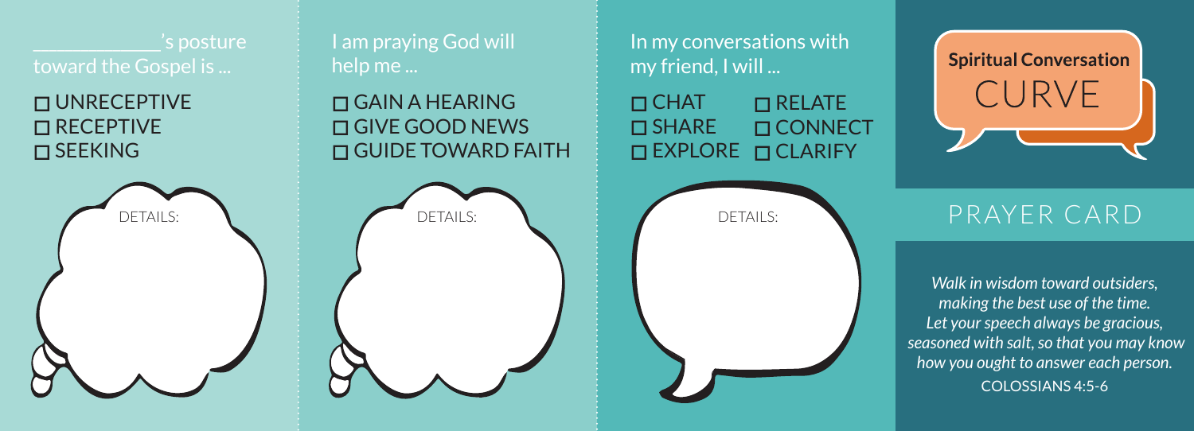____________'s posture toward the Gospel is ...

- ☐ UNRECEPTIVE
- ☐ RECEPTIVE
- ☐ SEEKING

DETAILS:

I am praying God will help me ...

- ☐ GAIN A HEARING
- ☐ GIVE GOOD NEWS
- ☐ GUIDE TOWARD FAITH

DETAILS:

In my conversations with my friend, I will ...

- ☐ CHAT
- ☐ SHARE
- ☐ EXPLORE
- ☐ RELATE
- ☐ CONNECT
- ☐ CLARIFY

DETAILS:

**Spiritual Conversation**

# CURVE

## PRAYER CARD

*Walk in wisdom toward outsiders, making the best use of the time. Let your speech always be gracious, seasoned with salt, so that you may know how you ought to answer each person.*

COLOSSIANS 4:5-6